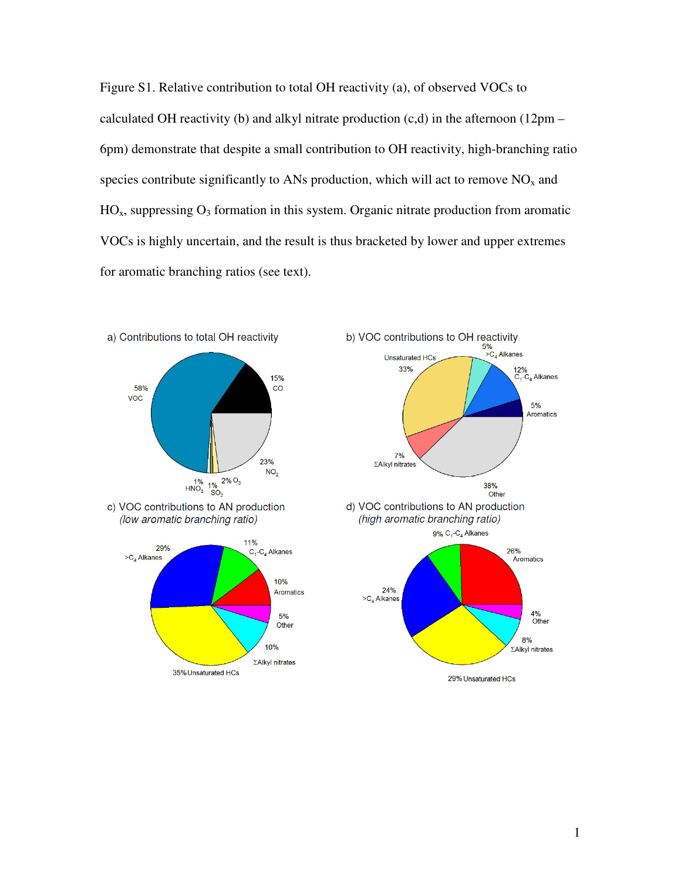Figure S1. Relative contribution to total OH reactivity (a), of observed VOCs to calculated OH reactivity (b) and alkyl nitrate production (c,d) in the afternoon (12pm – 6pm) demonstrate that despite a small contribution to OH reactivity, high-branching ratio species contribute significantly to ANs production, which will act to remove $NO_x$ and $HO_x$, suppressing $O_3$ formation in this system. Organic nitrate production from aromatic VOCs is highly uncertain, and the result is thus bracketed by lower and upper extremes for aromatic branching ratios (see text).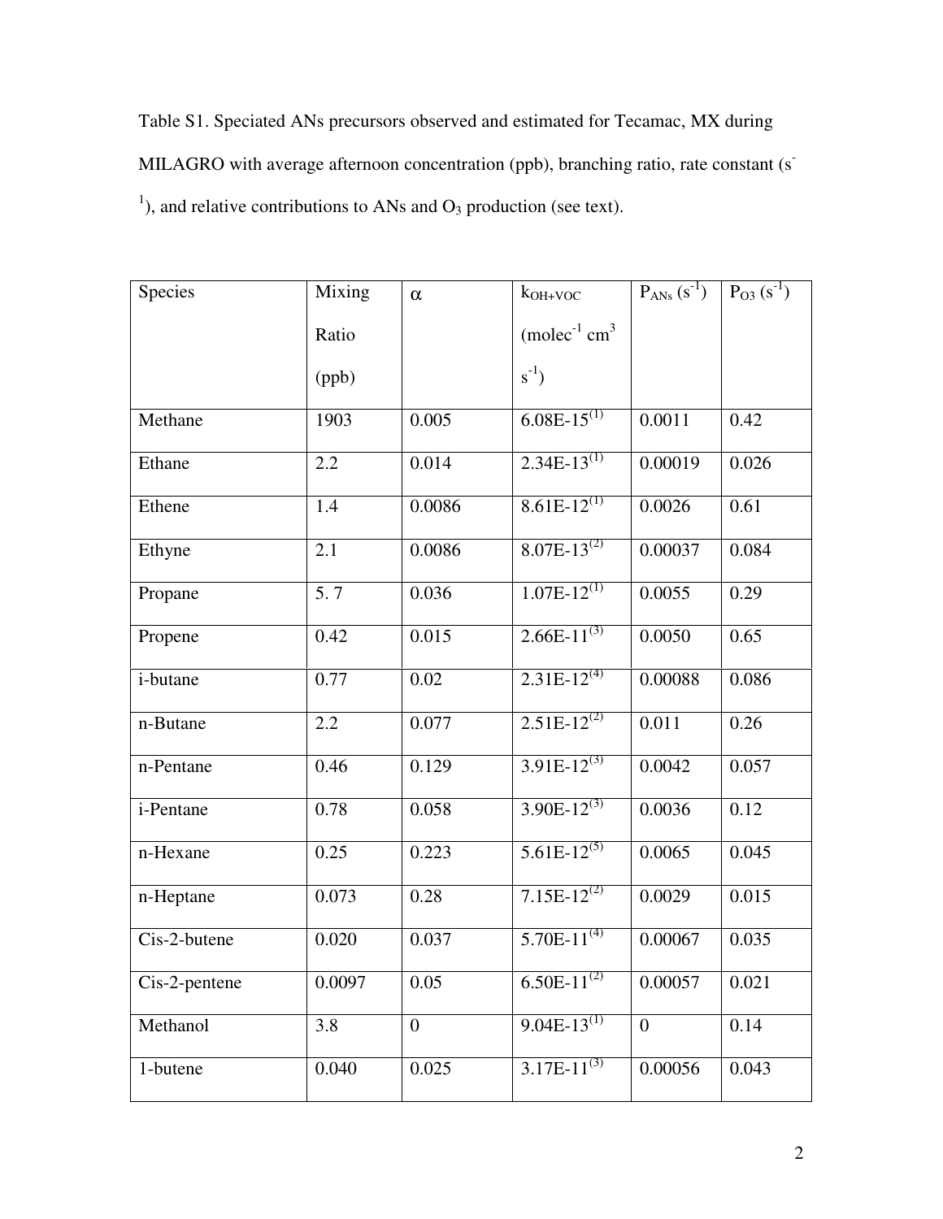Table S1. Speciated ANs precursors observed and estimated for Tecamac, MX during MILAGRO with average afternoon concentration (ppb), branching ratio, rate constant ($s^{-1}$), and relative contributions to ANs and $O_3$ production (see text).

| Species | Mixing Ratio (ppb) | $\alpha$ | $k_{OH+VOC}$ ($molec^{-1}\ cm^3\ s^{-1}$) | $P_{ANs}$ ($s^{-1}$) | $P_{O3}$ ($s^{-1}$) |
|---|---|---|---|---|---|
| Methane | 1903 | 0.005 | 6.08E-15[(1)] | 0.0011 | 0.42 |
| Ethane | 2.2 | 0.014 | 2.34E-13[(1)] | 0.00019 | 0.026 |
| Ethene | 1.4 | 0.0086 | 8.61E-12[(1)] | 0.0026 | 0.61 |
| Ethyne | 2.1 | 0.0086 | 8.07E-13[(2)] | 0.00037 | 0.084 |
| Propane | 5. 7 | 0.036 | 1.07E-12[(1)] | 0.0055 | 0.29 |
| Propene | 0.42 | 0.015 | 2.66E-11[(3)] | 0.0050 | 0.65 |
| i-butane | 0.77 | 0.02 | 2.31E-12[(4)] | 0.00088 | 0.086 |
| n-Butane | 2.2 | 0.077 | 2.51E-12[(2)] | 0.011 | 0.26 |
| n-Pentane | 0.46 | 0.129 | 3.91E-12[(3)] | 0.0042 | 0.057 |
| i-Pentane | 0.78 | 0.058 | 3.90E-12[(3)] | 0.0036 | 0.12 |
| n-Hexane | 0.25 | 0.223 | 5.61E-12[(5)] | 0.0065 | 0.045 |
| n-Heptane | 0.073 | 0.28 | 7.15E-12[(2)] | 0.0029 | 0.015 |
| Cis-2-butene | 0.020 | 0.037 | 5.70E-11[(4)] | 0.00067 | 0.035 |
| Cis-2-pentene | 0.0097 | 0.05 | 6.50E-11[(2)] | 0.00057 | 0.021 |
| Methanol | 3.8 | 0 | 9.04E-13[(1)] | 0 | 0.14 |
| 1-butene | 0.040 | 0.025 | 3.17E-11[(3)] | 0.00056 | 0.043 |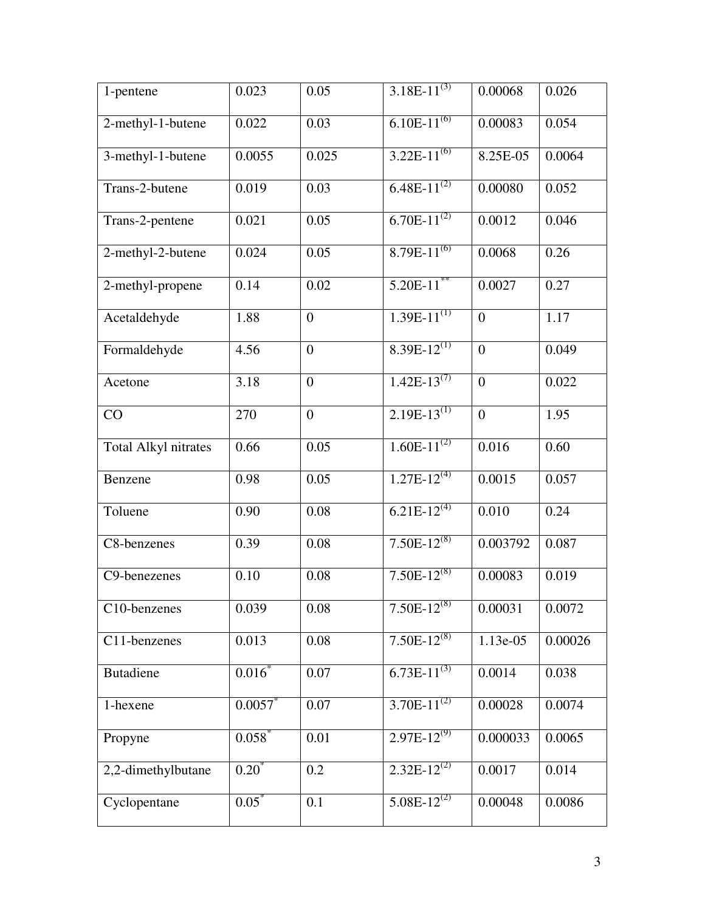| | | | | | |
|---|---|---|---|---|---|
| 1-pentene | 0.023 | 0.05 | 3.18E-11[(3)] | 0.00068 | 0.026 |
| 2-methyl-1-butene | 0.022 | 0.03 | 6.10E-11[(6)] | 0.00083 | 0.054 |
| 3-methyl-1-butene | 0.0055 | 0.025 | 3.22E-11[(6)] | 8.25E-05 | 0.0064 |
| Trans-2-butene | 0.019 | 0.03 | 6.48E-11[(2)] | 0.00080 | 0.052 |
| Trans-2-pentene | 0.021 | 0.05 | 6.70E-11[(2)] | 0.0012 | 0.046 |
| 2-methyl-2-butene | 0.024 | 0.05 | 8.79E-11[(6)] | 0.0068 | 0.26 |
| 2-methyl-propene | 0.14 | 0.02 | 5.20E-11[**] | 0.0027 | 0.27 |
| Acetaldehyde | 1.88 | 0 | 1.39E-11[(1)] | 0 | 1.17 |
| Formaldehyde | 4.56 | 0 | 8.39E-12[(1)] | 0 | 0.049 |
| Acetone | 3.18 | 0 | 1.42E-13[(7)] | 0 | 0.022 |
| CO | 270 | 0 | 2.19E-13[(1)] | 0 | 1.95 |
| Total Alkyl nitrates | 0.66 | 0.05 | 1.60E-11[(2)] | 0.016 | 0.60 |
| Benzene | 0.98 | 0.05 | 1.27E-12[(4)] | 0.0015 | 0.057 |
| Toluene | 0.90 | 0.08 | 6.21E-12[(4)] | 0.010 | 0.24 |
| C8-benzenes | 0.39 | 0.08 | 7.50E-12[(8)] | 0.003792 | 0.087 |
| C9-benezenes | 0.10 | 0.08 | 7.50E-12[(8)] | 0.00083 | 0.019 |
| C10-benzenes | 0.039 | 0.08 | 7.50E-12[(8)] | 0.00031 | 0.0072 |
| C11-benzenes | 0.013 | 0.08 | 7.50E-12[(8)] | 1.13e-05 | 0.00026 |
| Butadiene | 0.016[*] | 0.07 | 6.73E-11[(3)] | 0.0014 | 0.038 |
| 1-hexene | 0.0057[*] | 0.07 | 3.70E-11[(2)] | 0.00028 | 0.0074 |
| Propyne | 0.058[*] | 0.01 | 2.97E-12[(9)] | 0.000033 | 0.0065 |
| 2,2-dimethylbutane | 0.20[*] | 0.2 | 2.32E-12[(2)] | 0.0017 | 0.014 |
| Cyclopentane | 0.05[*] | 0.1 | 5.08E-12[(2)] | 0.00048 | 0.0086 |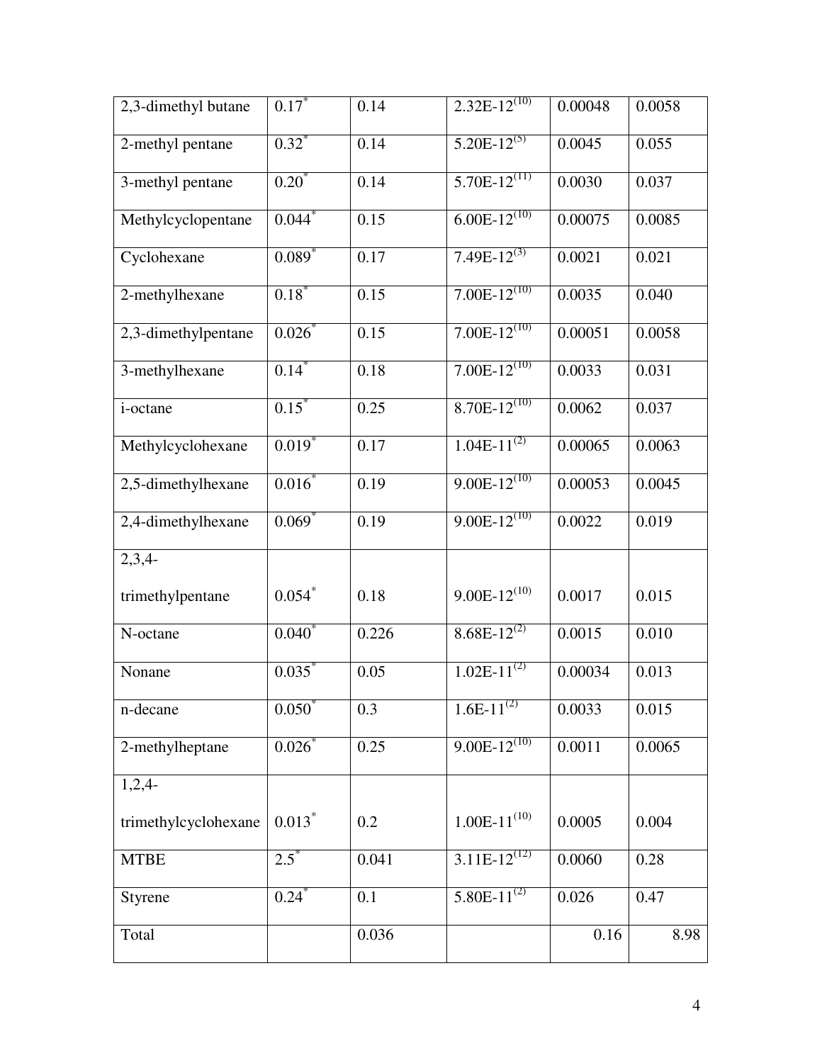| | | | | | |
|---|---|---|---|---|---|
| 2,3-dimethyl butane | 0.17* | 0.14 | 2.32E-12[10] | 0.00048 | 0.0058 |
| 2-methyl pentane | 0.32* | 0.14 | 5.20E-12[5] | 0.0045 | 0.055 |
| 3-methyl pentane | 0.20* | 0.14 | 5.70E-12[11] | 0.0030 | 0.037 |
| Methylcyclopentane | 0.044* | 0.15 | 6.00E-12[10] | 0.00075 | 0.0085 |
| Cyclohexane | 0.089* | 0.17 | 7.49E-12[3] | 0.0021 | 0.021 |
| 2-methylhexane | 0.18* | 0.15 | 7.00E-12[10] | 0.0035 | 0.040 |
| 2,3-dimethylpentane | 0.026* | 0.15 | 7.00E-12[10] | 0.00051 | 0.0058 |
| 3-methylhexane | 0.14* | 0.18 | 7.00E-12[10] | 0.0033 | 0.031 |
| i-octane | 0.15* | 0.25 | 8.70E-12[10] | 0.0062 | 0.037 |
| Methylcyclohexane | 0.019* | 0.17 | 1.04E-11[2] | 0.00065 | 0.0063 |
| 2,5-dimethylhexane | 0.016* | 0.19 | 9.00E-12[10] | 0.00053 | 0.0045 |
| 2,4-dimethylhexane | 0.069* | 0.19 | 9.00E-12[10] | 0.0022 | 0.019 |
| 2,3,4-trimethylpentane | 0.054* | 0.18 | 9.00E-12[10] | 0.0017 | 0.015 |
| N-octane | 0.040* | 0.226 | 8.68E-12[2] | 0.0015 | 0.010 |
| Nonane | 0.035* | 0.05 | 1.02E-11[2] | 0.00034 | 0.013 |
| n-decane | 0.050* | 0.3 | 1.6E-11[2] | 0.0033 | 0.015 |
| 2-methylheptane | 0.026* | 0.25 | 9.00E-12[10] | 0.0011 | 0.0065 |
| 1,2,4-trimethylcyclohexane | 0.013* | 0.2 | 1.00E-11[10] | 0.0005 | 0.004 |
| MTBE | 2.5* | 0.041 | 3.11E-12[12] | 0.0060 | 0.28 |
| Styrene | 0.24* | 0.1 | 5.80E-11[2] | 0.026 | 0.47 |
| Total | | 0.036 | | 0.16 | 8.98 |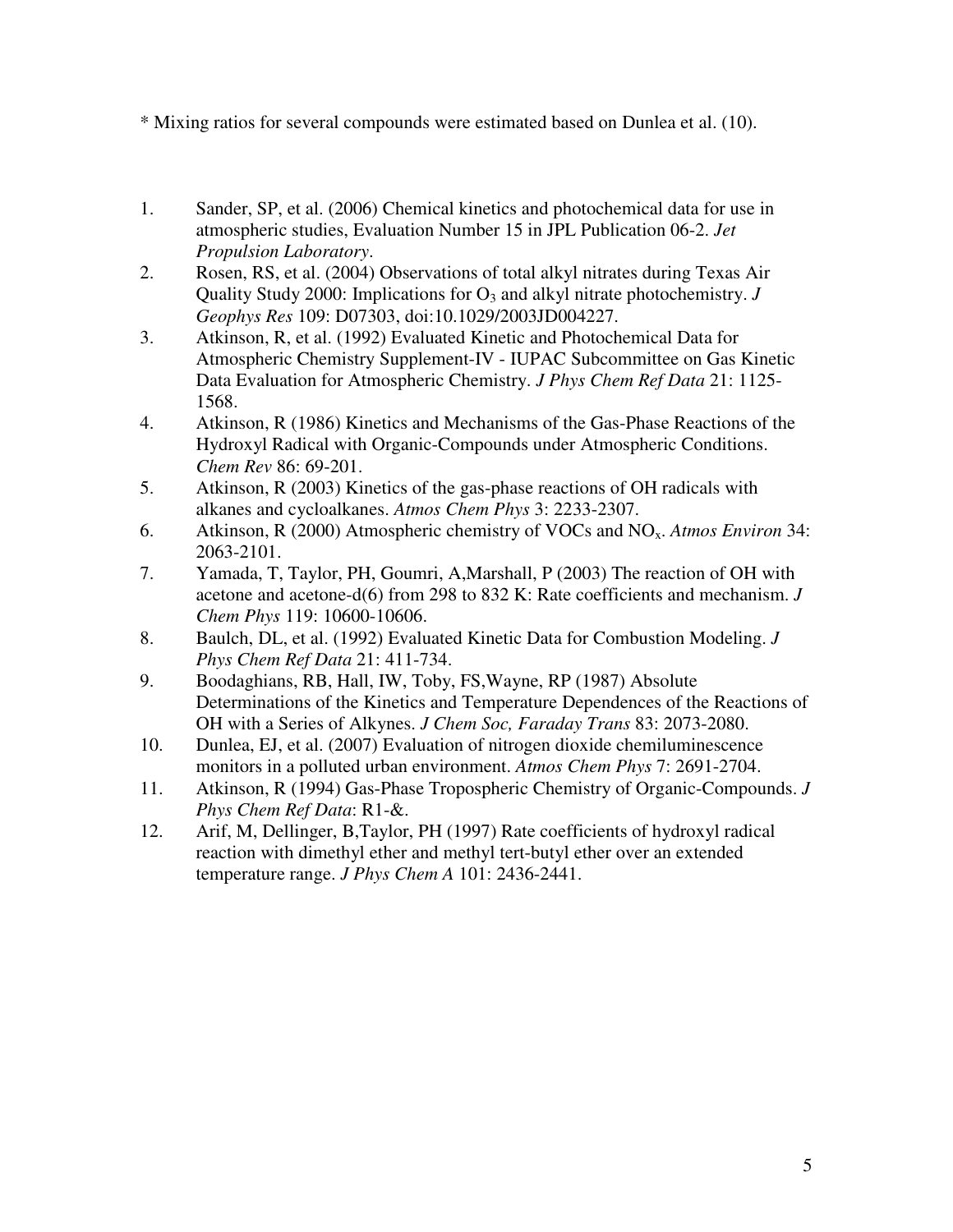* Mixing ratios for several compounds were estimated based on Dunlea et al. (10).

1. Sander, SP, et al. (2006) Chemical kinetics and photochemical data for use in atmospheric studies, Evaluation Number 15 in JPL Publication 06-2. *Jet Propulsion Laboratory*.
2. Rosen, RS, et al. (2004) Observations of total alkyl nitrates during Texas Air Quality Study 2000: Implications for $O_3$ and alkyl nitrate photochemistry. *J Geophys Res* 109: D07303, doi:10.1029/2003JD004227.
3. Atkinson, R, et al. (1992) Evaluated Kinetic and Photochemical Data for Atmospheric Chemistry Supplement-IV - IUPAC Subcommittee on Gas Kinetic Data Evaluation for Atmospheric Chemistry. *J Phys Chem Ref Data* 21: 1125-1568.
4. Atkinson, R (1986) Kinetics and Mechanisms of the Gas-Phase Reactions of the Hydroxyl Radical with Organic-Compounds under Atmospheric Conditions. *Chem Rev* 86: 69-201.
5. Atkinson, R (2003) Kinetics of the gas-phase reactions of OH radicals with alkanes and cycloalkanes. *Atmos Chem Phys* 3: 2233-2307.
6. Atkinson, R (2000) Atmospheric chemistry of VOCs and $NO_x$. *Atmos Environ* 34: 2063-2101.
7. Yamada, T, Taylor, PH, Goumri, A,Marshall, P (2003) The reaction of OH with acetone and acetone-d(6) from 298 to 832 K: Rate coefficients and mechanism. *J Chem Phys* 119: 10600-10606.
8. Baulch, DL, et al. (1992) Evaluated Kinetic Data for Combustion Modeling. *J Phys Chem Ref Data* 21: 411-734.
9. Boodaghians, RB, Hall, IW, Toby, FS,Wayne, RP (1987) Absolute Determinations of the Kinetics and Temperature Dependences of the Reactions of OH with a Series of Alkynes. *J Chem Soc, Faraday Trans* 83: 2073-2080.
10. Dunlea, EJ, et al. (2007) Evaluation of nitrogen dioxide chemiluminescence monitors in a polluted urban environment. *Atmos Chem Phys* 7: 2691-2704.
11. Atkinson, R (1994) Gas-Phase Tropospheric Chemistry of Organic-Compounds. *J Phys Chem Ref Data*: R1-&.
12. Arif, M, Dellinger, B,Taylor, PH (1997) Rate coefficients of hydroxyl radical reaction with dimethyl ether and methyl tert-butyl ether over an extended temperature range. *J Phys Chem A* 101: 2436-2441.